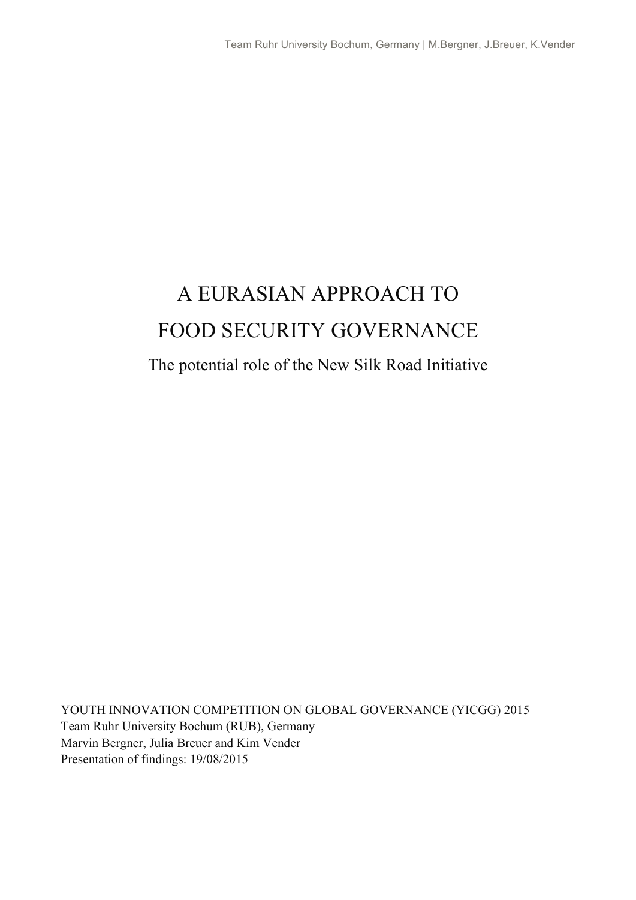# A EURASIAN APPROACH TO FOOD SECURITY GOVERNANCE

The potential role of the New Silk Road Initiative

YOUTH INNOVATION COMPETITION ON GLOBAL GOVERNANCE (YICGG) 2015
Team Ruhr University Bochum (RUB), Germany
Marvin Bergner, Julia Breuer and Kim Vender
Presentation of findings: 19/08/2015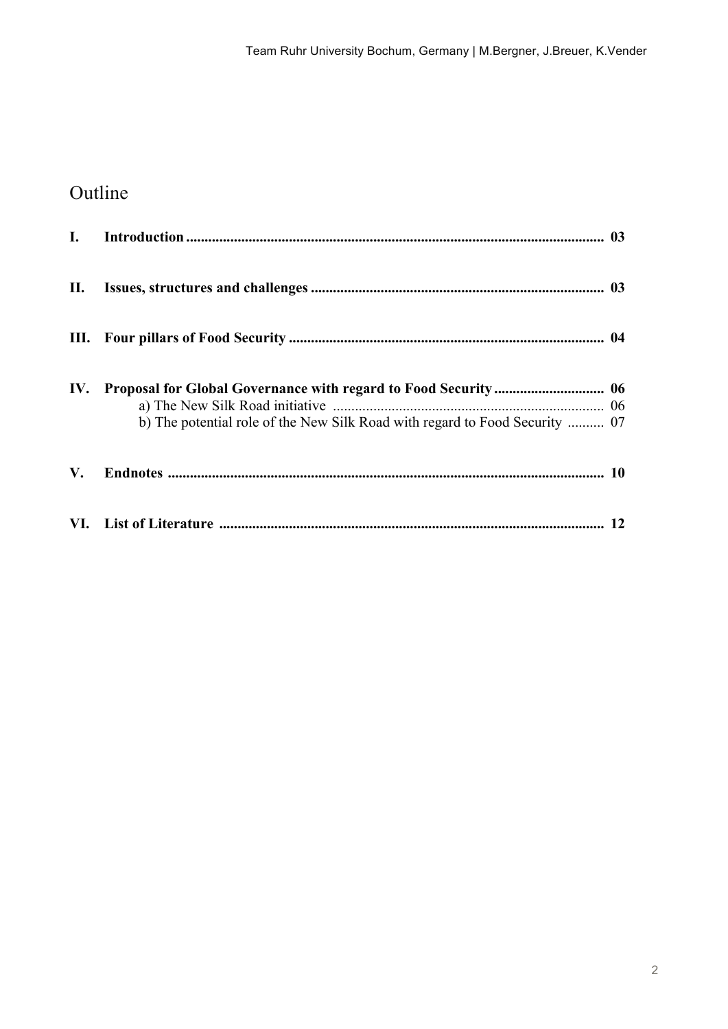# Outline

| | | |
|---|---|---|
| **I.** | **Introduction** | **03** |
| **II.** | **Issues, structures and challenges** | **03** |
| **III.** | **Four pillars of Food Security** | **04** |
| **IV.** | **Proposal for Global Governance with regard to Food Security** | **06** |
| | a) The New Silk Road initiative | 06 |
| | b) The potential role of the New Silk Road with regard to Food Security | 07 |
| **V.** | **Endnotes** | **10** |
| **VI.** | **List of Literature** | **12** |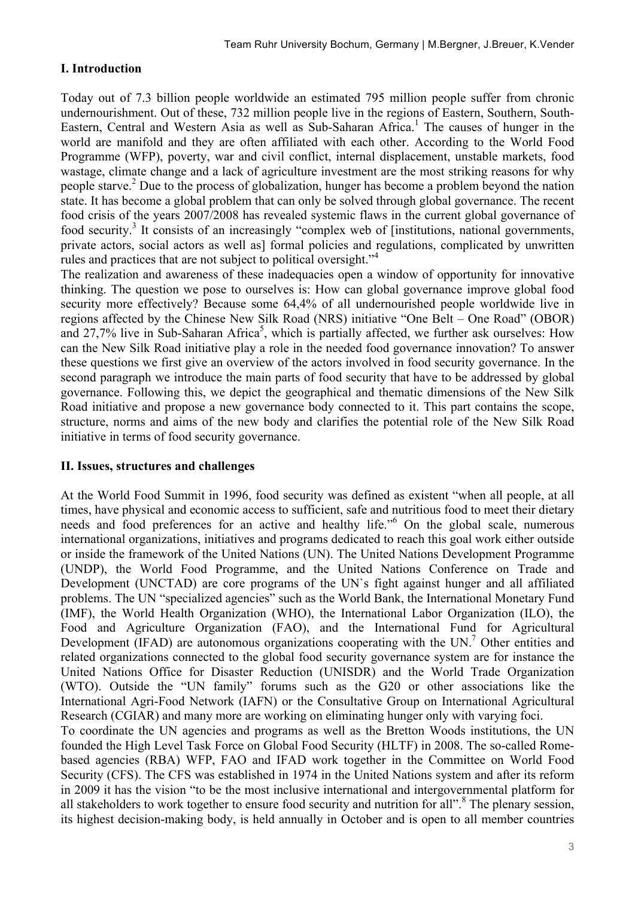## I. Introduction

Today out of 7.3 billion people worldwide an estimated 795 million people suffer from chronic undernourishment. Out of these, 732 million people live in the regions of Eastern, Southern, South-Eastern, Central and Western Asia as well as Sub-Saharan Africa.[1] The causes of hunger in the world are manifold and they are often affiliated with each other. According to the World Food Programme (WFP), poverty, war and civil conflict, internal displacement, unstable markets, food wastage, climate change and a lack of agriculture investment are the most striking reasons for why people starve.[2] Due to the process of globalization, hunger has become a problem beyond the nation state. It has become a global problem that can only be solved through global governance. The recent food crisis of the years 2007/2008 has revealed systemic flaws in the current global governance of food security.[3] It consists of an increasingly "complex web of [institutions, national governments, private actors, social actors as well as] formal policies and regulations, complicated by unwritten rules and practices that are not subject to political oversight."[4]

The realization and awareness of these inadequacies open a window of opportunity for innovative thinking. The question we pose to ourselves is: How can global governance improve global food security more effectively? Because some 64,4% of all undernourished people worldwide live in regions affected by the Chinese New Silk Road (NRS) initiative "One Belt – One Road" (OBOR) and 27,7% live in Sub-Saharan Africa[5], which is partially affected, we further ask ourselves: How can the New Silk Road initiative play a role in the needed food governance innovation? To answer these questions we first give an overview of the actors involved in food security governance. In the second paragraph we introduce the main parts of food security that have to be addressed by global governance. Following this, we depict the geographical and thematic dimensions of the New Silk Road initiative and propose a new governance body connected to it. This part contains the scope, structure, norms and aims of the new body and clarifies the potential role of the New Silk Road initiative in terms of food security governance.

## II. Issues, structures and challenges

At the World Food Summit in 1996, food security was defined as existent "when all people, at all times, have physical and economic access to sufficient, safe and nutritious food to meet their dietary needs and food preferences for an active and healthy life."[6] On the global scale, numerous international organizations, initiatives and programs dedicated to reach this goal work either outside or inside the framework of the United Nations (UN). The United Nations Development Programme (UNDP), the World Food Programme, and the United Nations Conference on Trade and Development (UNCTAD) are core programs of the UN`s fight against hunger and all affiliated problems. The UN "specialized agencies" such as the World Bank, the International Monetary Fund (IMF), the World Health Organization (WHO), the International Labor Organization (ILO), the Food and Agriculture Organization (FAO), and the International Fund for Agricultural Development (IFAD) are autonomous organizations cooperating with the UN.[7] Other entities and related organizations connected to the global food security governance system are for instance the United Nations Office for Disaster Reduction (UNISDR) and the World Trade Organization (WTO). Outside the "UN family" forums such as the G20 or other associations like the International Agri-Food Network (IAFN) or the Consultative Group on International Agricultural Research (CGIAR) and many more are working on eliminating hunger only with varying foci.

To coordinate the UN agencies and programs as well as the Bretton Woods institutions, the UN founded the High Level Task Force on Global Food Security (HLTF) in 2008. The so-called Rome-based agencies (RBA) WFP, FAO and IFAD work together in the Committee on World Food Security (CFS). The CFS was established in 1974 in the United Nations system and after its reform in 2009 it has the vision "to be the most inclusive international and intergovernmental platform for all stakeholders to work together to ensure food security and nutrition for all".[8] The plenary session, its highest decision-making body, is held annually in October and is open to all member countries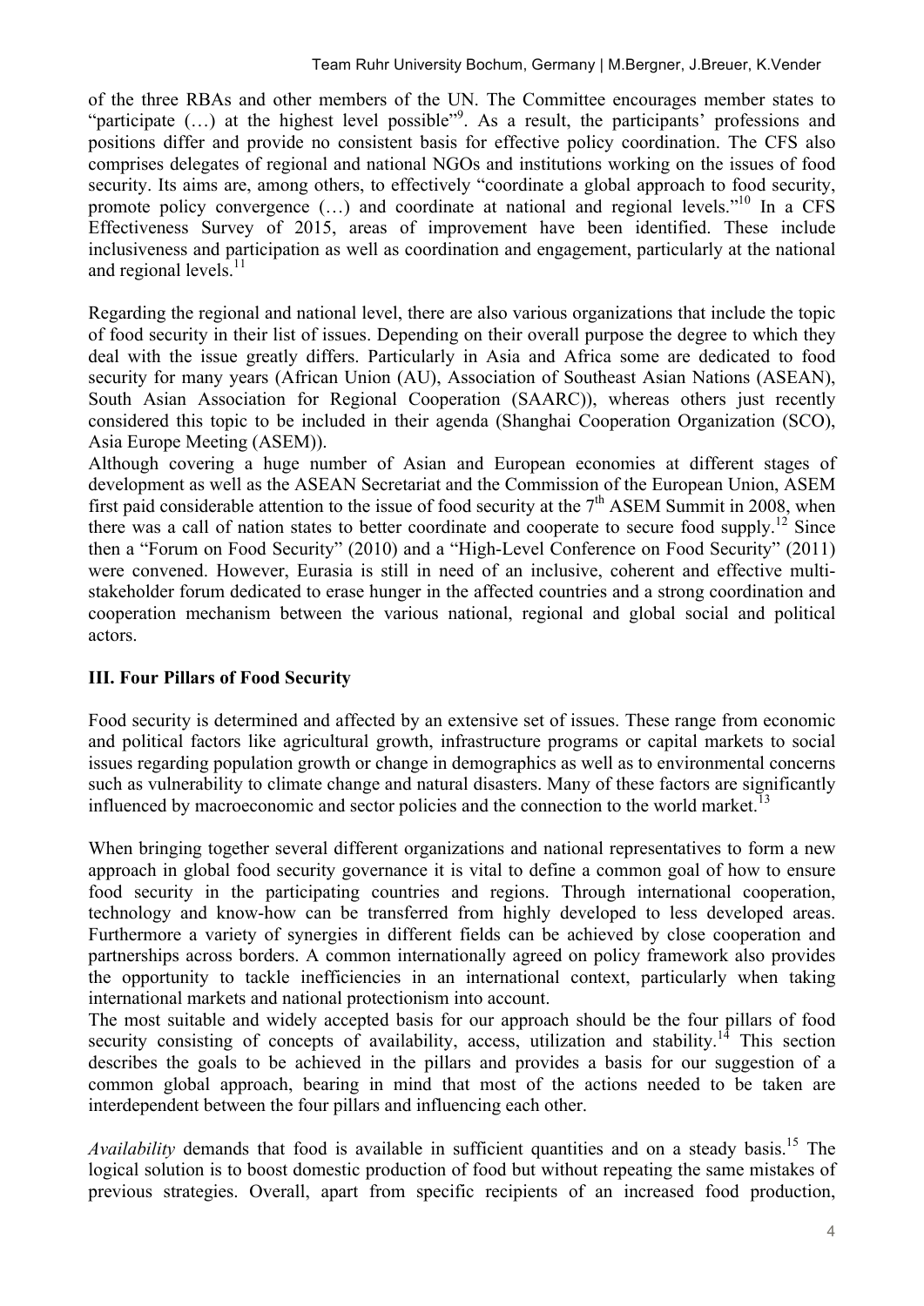of the three RBAs and other members of the UN. The Committee encourages member states to "participate (…) at the highest level possible"[9]. As a result, the participants' professions and positions differ and provide no consistent basis for effective policy coordination. The CFS also comprises delegates of regional and national NGOs and institutions working on the issues of food security. Its aims are, among others, to effectively "coordinate a global approach to food security, promote policy convergence (…) and coordinate at national and regional levels."[10] In a CFS Effectiveness Survey of 2015, areas of improvement have been identified. These include inclusiveness and participation as well as coordination and engagement, particularly at the national and regional levels.[11]

Regarding the regional and national level, there are also various organizations that include the topic of food security in their list of issues. Depending on their overall purpose the degree to which they deal with the issue greatly differs. Particularly in Asia and Africa some are dedicated to food security for many years (African Union (AU), Association of Southeast Asian Nations (ASEAN), South Asian Association for Regional Cooperation (SAARC)), whereas others just recently considered this topic to be included in their agenda (Shanghai Cooperation Organization (SCO), Asia Europe Meeting (ASEM)).

Although covering a huge number of Asian and European economies at different stages of development as well as the ASEAN Secretariat and the Commission of the European Union, ASEM first paid considerable attention to the issue of food security at the 7th ASEM Summit in 2008, when there was a call of nation states to better coordinate and cooperate to secure food supply.[12] Since then a "Forum on Food Security" (2010) and a "High-Level Conference on Food Security" (2011) were convened. However, Eurasia is still in need of an inclusive, coherent and effective multi-stakeholder forum dedicated to erase hunger in the affected countries and a strong coordination and cooperation mechanism between the various national, regional and global social and political actors.

## III. Four Pillars of Food Security

Food security is determined and affected by an extensive set of issues. These range from economic and political factors like agricultural growth, infrastructure programs or capital markets to social issues regarding population growth or change in demographics as well as to environmental concerns such as vulnerability to climate change and natural disasters. Many of these factors are significantly influenced by macroeconomic and sector policies and the connection to the world market.[13]

When bringing together several different organizations and national representatives to form a new approach in global food security governance it is vital to define a common goal of how to ensure food security in the participating countries and regions. Through international cooperation, technology and know-how can be transferred from highly developed to less developed areas. Furthermore a variety of synergies in different fields can be achieved by close cooperation and partnerships across borders. A common internationally agreed on policy framework also provides the opportunity to tackle inefficiencies in an international context, particularly when taking international markets and national protectionism into account.

The most suitable and widely accepted basis for our approach should be the four pillars of food security consisting of concepts of availability, access, utilization and stability.[14] This section describes the goals to be achieved in the pillars and provides a basis for our suggestion of a common global approach, bearing in mind that most of the actions needed to be taken are interdependent between the four pillars and influencing each other.

*Availability* demands that food is available in sufficient quantities and on a steady basis.[15] The logical solution is to boost domestic production of food but without repeating the same mistakes of previous strategies. Overall, apart from specific recipients of an increased food production,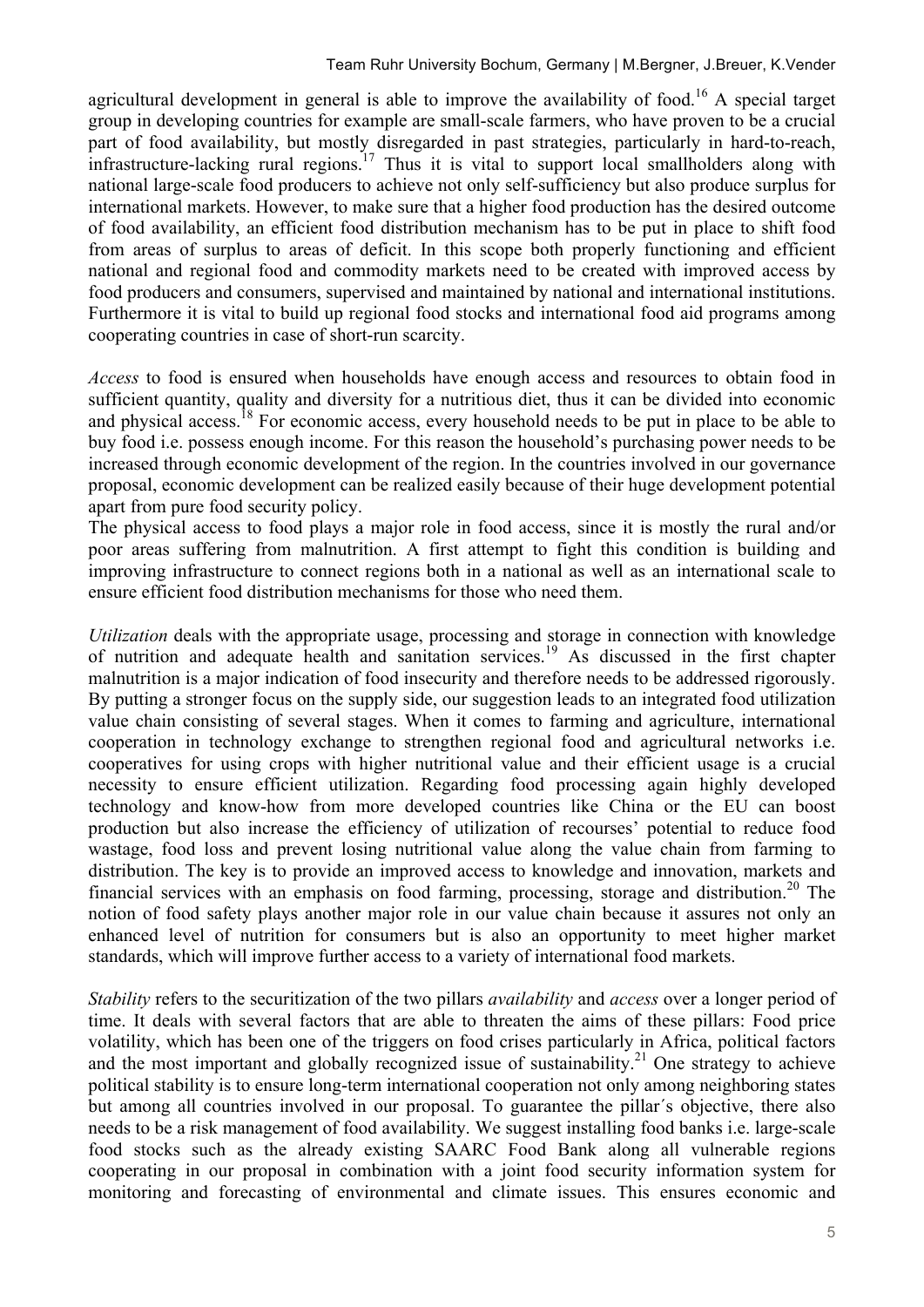agricultural development in general is able to improve the availability of food.[16] A special target group in developing countries for example are small-scale farmers, who have proven to be a crucial part of food availability, but mostly disregarded in past strategies, particularly in hard-to-reach, infrastructure-lacking rural regions.[17] Thus it is vital to support local smallholders along with national large-scale food producers to achieve not only self-sufficiency but also produce surplus for international markets. However, to make sure that a higher food production has the desired outcome of food availability, an efficient food distribution mechanism has to be put in place to shift food from areas of surplus to areas of deficit. In this scope both properly functioning and efficient national and regional food and commodity markets need to be created with improved access by food producers and consumers, supervised and maintained by national and international institutions. Furthermore it is vital to build up regional food stocks and international food aid programs among cooperating countries in case of short-run scarcity.

*Access* to food is ensured when households have enough access and resources to obtain food in sufficient quantity, quality and diversity for a nutritious diet, thus it can be divided into economic and physical access.[18] For economic access, every household needs to be put in place to be able to buy food i.e. possess enough income. For this reason the household's purchasing power needs to be increased through economic development of the region. In the countries involved in our governance proposal, economic development can be realized easily because of their huge development potential apart from pure food security policy.

The physical access to food plays a major role in food access, since it is mostly the rural and/or poor areas suffering from malnutrition. A first attempt to fight this condition is building and improving infrastructure to connect regions both in a national as well as an international scale to ensure efficient food distribution mechanisms for those who need them.

*Utilization* deals with the appropriate usage, processing and storage in connection with knowledge of nutrition and adequate health and sanitation services.[19] As discussed in the first chapter malnutrition is a major indication of food insecurity and therefore needs to be addressed rigorously. By putting a stronger focus on the supply side, our suggestion leads to an integrated food utilization value chain consisting of several stages. When it comes to farming and agriculture, international cooperation in technology exchange to strengthen regional food and agricultural networks i.e. cooperatives for using crops with higher nutritional value and their efficient usage is a crucial necessity to ensure efficient utilization. Regarding food processing again highly developed technology and know-how from more developed countries like China or the EU can boost production but also increase the efficiency of utilization of recourses' potential to reduce food wastage, food loss and prevent losing nutritional value along the value chain from farming to distribution. The key is to provide an improved access to knowledge and innovation, markets and financial services with an emphasis on food farming, processing, storage and distribution.[20] The notion of food safety plays another major role in our value chain because it assures not only an enhanced level of nutrition for consumers but is also an opportunity to meet higher market standards, which will improve further access to a variety of international food markets.

*Stability* refers to the securitization of the two pillars *availability* and *access* over a longer period of time. It deals with several factors that are able to threaten the aims of these pillars: Food price volatility, which has been one of the triggers on food crises particularly in Africa, political factors and the most important and globally recognized issue of sustainability.[21] One strategy to achieve political stability is to ensure long-term international cooperation not only among neighboring states but among all countries involved in our proposal. To guarantee the pillar´s objective, there also needs to be a risk management of food availability. We suggest installing food banks i.e. large-scale food stocks such as the already existing SAARC Food Bank along all vulnerable regions cooperating in our proposal in combination with a joint food security information system for monitoring and forecasting of environmental and climate issues. This ensures economic and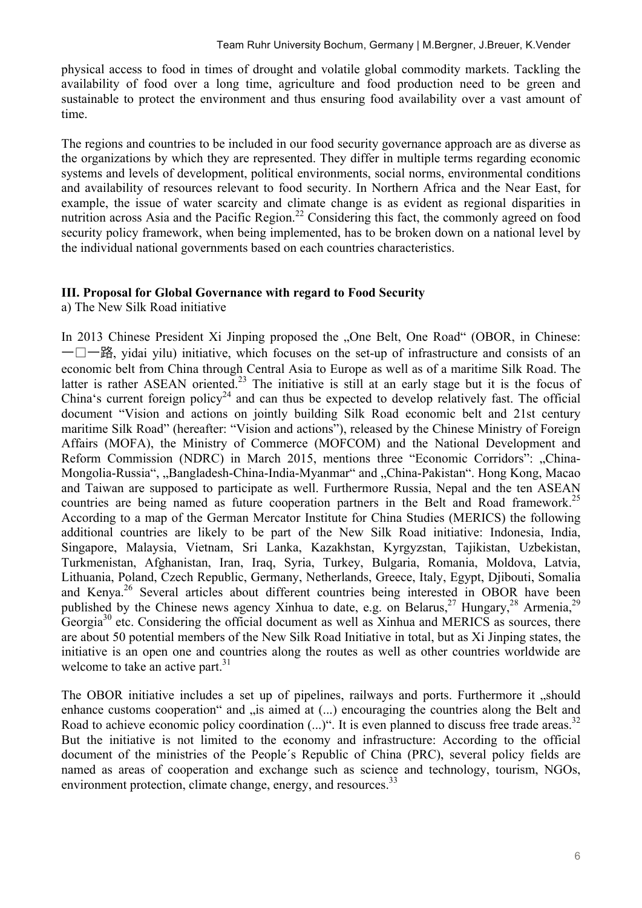physical access to food in times of drought and volatile global commodity markets. Tackling the availability of food over a long time, agriculture and food production need to be green and sustainable to protect the environment and thus ensuring food availability over a vast amount of time.

The regions and countries to be included in our food security governance approach are as diverse as the organizations by which they are represented. They differ in multiple terms regarding economic systems and levels of development, political environments, social norms, environmental conditions and availability of resources relevant to food security. In Northern Africa and the Near East, for example, the issue of water scarcity and climate change is as evident as regional disparities in nutrition across Asia and the Pacific Region.[22] Considering this fact, the commonly agreed on food security policy framework, when being implemented, has to be broken down on a national level by the individual national governments based on each countries characteristics.

## III. Proposal for Global Governance with regard to Food Security

a) The New Silk Road initiative

In 2013 Chinese President Xi Jinping proposed the „One Belt, One Road" (OBOR, in Chinese: 一□一路, yidai yilu) initiative, which focuses on the set-up of infrastructure and consists of an economic belt from China through Central Asia to Europe as well as of a maritime Silk Road. The latter is rather ASEAN oriented.[23] The initiative is still at an early stage but it is the focus of China's current foreign policy[24] and can thus be expected to develop relatively fast. The official document "Vision and actions on jointly building Silk Road economic belt and 21st century maritime Silk Road" (hereafter: "Vision and actions"), released by the Chinese Ministry of Foreign Affairs (MOFA), the Ministry of Commerce (MOFCOM) and the National Development and Reform Commission (NDRC) in March 2015, mentions three "Economic Corridors": „China-Mongolia-Russia", „Bangladesh-China-India-Myanmar" and „China-Pakistan". Hong Kong, Macao and Taiwan are supposed to participate as well. Furthermore Russia, Nepal and the ten ASEAN countries are being named as future cooperation partners in the Belt and Road framework.[25] According to a map of the German Mercator Institute for China Studies (MERICS) the following additional countries are likely to be part of the New Silk Road initiative: Indonesia, India, Singapore, Malaysia, Vietnam, Sri Lanka, Kazakhstan, Kyrgyzstan, Tajikistan, Uzbekistan, Turkmenistan, Afghanistan, Iran, Iraq, Syria, Turkey, Bulgaria, Romania, Moldova, Latvia, Lithuania, Poland, Czech Republic, Germany, Netherlands, Greece, Italy, Egypt, Djibouti, Somalia and Kenya.[26] Several articles about different countries being interested in OBOR have been published by the Chinese news agency Xinhua to date, e.g. on Belarus,[27] Hungary,[28] Armenia,[29] Georgia[30] etc. Considering the official document as well as Xinhua and MERICS as sources, there are about 50 potential members of the New Silk Road Initiative in total, but as Xi Jinping states, the initiative is an open one and countries along the routes as well as other countries worldwide are welcome to take an active part.[31]

The OBOR initiative includes a set up of pipelines, railways and ports. Furthermore it „should enhance customs cooperation" and „is aimed at (...) encouraging the countries along the Belt and Road to achieve economic policy coordination (...)". It is even planned to discuss free trade areas.[32] But the initiative is not limited to the economy and infrastructure: According to the official document of the ministries of the People´s Republic of China (PRC), several policy fields are named as areas of cooperation and exchange such as science and technology, tourism, NGOs, environment protection, climate change, energy, and resources.[33]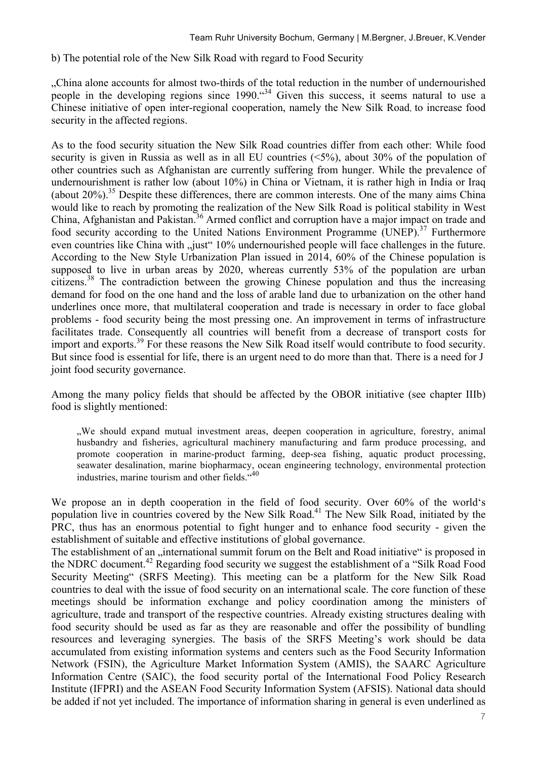b) The potential role of the New Silk Road with regard to Food Security

„China alone accounts for almost two-thirds of the total reduction in the number of undernourished people in the developing regions since 1990."[34] Given this success, it seems natural to use a Chinese initiative of open inter-regional cooperation, namely the New Silk Road, to increase food security in the affected regions.

As to the food security situation the New Silk Road countries differ from each other: While food security is given in Russia as well as in all EU countries (<5%), about 30% of the population of other countries such as Afghanistan are currently suffering from hunger. While the prevalence of undernourishment is rather low (about 10%) in China or Vietnam, it is rather high in India or Iraq (about 20%).[35] Despite these differences, there are common interests. One of the many aims China would like to reach by promoting the realization of the New Silk Road is political stability in West China, Afghanistan and Pakistan.[36] Armed conflict and corruption have a major impact on trade and food security according to the United Nations Environment Programme (UNEP).[37] Furthermore even countries like China with „just" 10% undernourished people will face challenges in the future. According to the New Style Urbanization Plan issued in 2014, 60% of the Chinese population is supposed to live in urban areas by 2020, whereas currently 53% of the population are urban citizens.[38] The contradiction between the growing Chinese population and thus the increasing demand for food on the one hand and the loss of arable land due to urbanization on the other hand underlines once more, that multilateral cooperation and trade is necessary in order to face global problems - food security being the most pressing one. An improvement in terms of infrastructure facilitates trade. Consequently all countries will benefit from a decrease of transport costs for import and exports.[39] For these reasons the New Silk Road itself would contribute to food security. But since food is essential for life, there is an urgent need to do more than that. There is a need for J joint food security governance.

Among the many policy fields that should be affected by the OBOR initiative (see chapter IIIb) food is slightly mentioned:

> „We should expand mutual investment areas, deepen cooperation in agriculture, forestry, animal husbandry and fisheries, agricultural machinery manufacturing and farm produce processing, and promote cooperation in marine-product farming, deep-sea fishing, aquatic product processing, seawater desalination, marine biopharmacy, ocean engineering technology, environmental protection industries, marine tourism and other fields."[40]

We propose an in depth cooperation in the field of food security. Over 60% of the world's population live in countries covered by the New Silk Road.[41] The New Silk Road, initiated by the PRC, thus has an enormous potential to fight hunger and to enhance food security - given the establishment of suitable and effective institutions of global governance.

The establishment of an „international summit forum on the Belt and Road initiative" is proposed in the NDRC document.[42] Regarding food security we suggest the establishment of a "Silk Road Food Security Meeting" (SRFS Meeting). This meeting can be a platform for the New Silk Road countries to deal with the issue of food security on an international scale. The core function of these meetings should be information exchange and policy coordination among the ministers of agriculture, trade and transport of the respective countries. Already existing structures dealing with food security should be used as far as they are reasonable and offer the possibility of bundling resources and leveraging synergies. The basis of the SRFS Meeting's work should be data accumulated from existing information systems and centers such as the Food Security Information Network (FSIN), the Agriculture Market Information System (AMIS), the SAARC Agriculture Information Centre (SAIC), the food security portal of the International Food Policy Research Institute (IFPRI) and the ASEAN Food Security Information System (AFSIS). National data should be added if not yet included. The importance of information sharing in general is even underlined as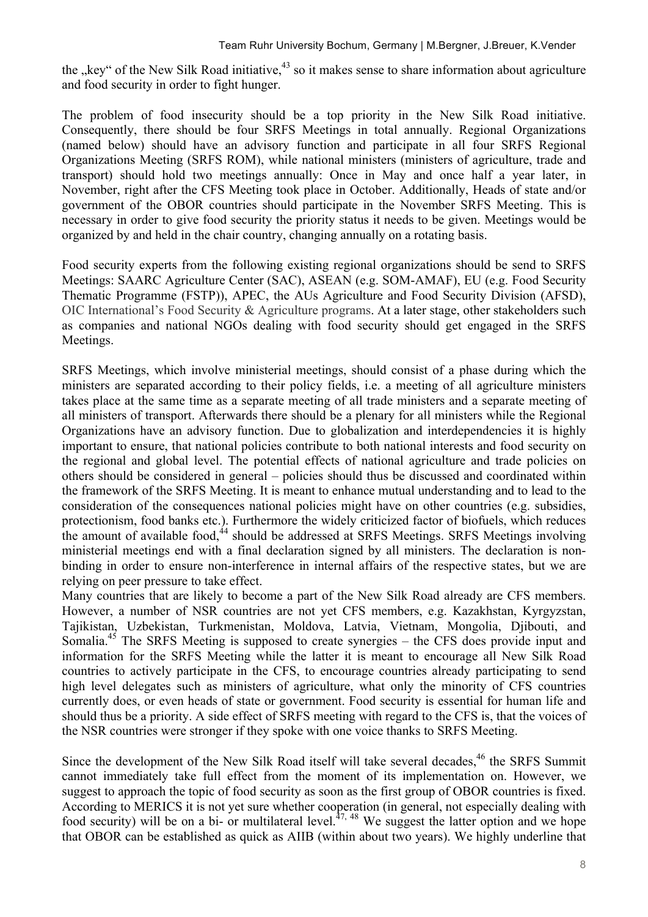the „key" of the New Silk Road initiative,[43] so it makes sense to share information about agriculture and food security in order to fight hunger.

The problem of food insecurity should be a top priority in the New Silk Road initiative. Consequently, there should be four SRFS Meetings in total annually. Regional Organizations (named below) should have an advisory function and participate in all four SRFS Regional Organizations Meeting (SRFS ROM), while national ministers (ministers of agriculture, trade and transport) should hold two meetings annually: Once in May and once half a year later, in November, right after the CFS Meeting took place in October. Additionally, Heads of state and/or government of the OBOR countries should participate in the November SRFS Meeting. This is necessary in order to give food security the priority status it needs to be given. Meetings would be organized by and held in the chair country, changing annually on a rotating basis.

Food security experts from the following existing regional organizations should be send to SRFS Meetings: SAARC Agriculture Center (SAC), ASEAN (e.g. SOM-AMAF), EU (e.g. Food Security Thematic Programme (FSTP)), APEC, the AUs Agriculture and Food Security Division (AFSD), OIC International's Food Security & Agriculture programs. At a later stage, other stakeholders such as companies and national NGOs dealing with food security should get engaged in the SRFS Meetings.

SRFS Meetings, which involve ministerial meetings, should consist of a phase during which the ministers are separated according to their policy fields, i.e. a meeting of all agriculture ministers takes place at the same time as a separate meeting of all trade ministers and a separate meeting of all ministers of transport. Afterwards there should be a plenary for all ministers while the Regional Organizations have an advisory function. Due to globalization and interdependencies it is highly important to ensure, that national policies contribute to both national interests and food security on the regional and global level. The potential effects of national agriculture and trade policies on others should be considered in general – policies should thus be discussed and coordinated within the framework of the SRFS Meeting. It is meant to enhance mutual understanding and to lead to the consideration of the consequences national policies might have on other countries (e.g. subsidies, protectionism, food banks etc.). Furthermore the widely criticized factor of biofuels, which reduces the amount of available food,[44] should be addressed at SRFS Meetings. SRFS Meetings involving ministerial meetings end with a final declaration signed by all ministers. The declaration is non-binding in order to ensure non-interference in internal affairs of the respective states, but we are relying on peer pressure to take effect.
Many countries that are likely to become a part of the New Silk Road already are CFS members. However, a number of NSR countries are not yet CFS members, e.g. Kazakhstan, Kyrgyzstan, Tajikistan, Uzbekistan, Turkmenistan, Moldova, Latvia, Vietnam, Mongolia, Djibouti, and Somalia.[45] The SRFS Meeting is supposed to create synergies – the CFS does provide input and information for the SRFS Meeting while the latter it is meant to encourage all New Silk Road countries to actively participate in the CFS, to encourage countries already participating to send high level delegates such as ministers of agriculture, what only the minority of CFS countries currently does, or even heads of state or government. Food security is essential for human life and should thus be a priority. A side effect of SRFS meeting with regard to the CFS is, that the voices of the NSR countries were stronger if they spoke with one voice thanks to SRFS Meeting.

Since the development of the New Silk Road itself will take several decades,[46] the SRFS Summit cannot immediately take full effect from the moment of its implementation on. However, we suggest to approach the topic of food security as soon as the first group of OBOR countries is fixed. According to MERICS it is not yet sure whether cooperation (in general, not especially dealing with food security) will be on a bi- or multilateral level.[47, 48] We suggest the latter option and we hope that OBOR can be established as quick as AIIB (within about two years). We highly underline that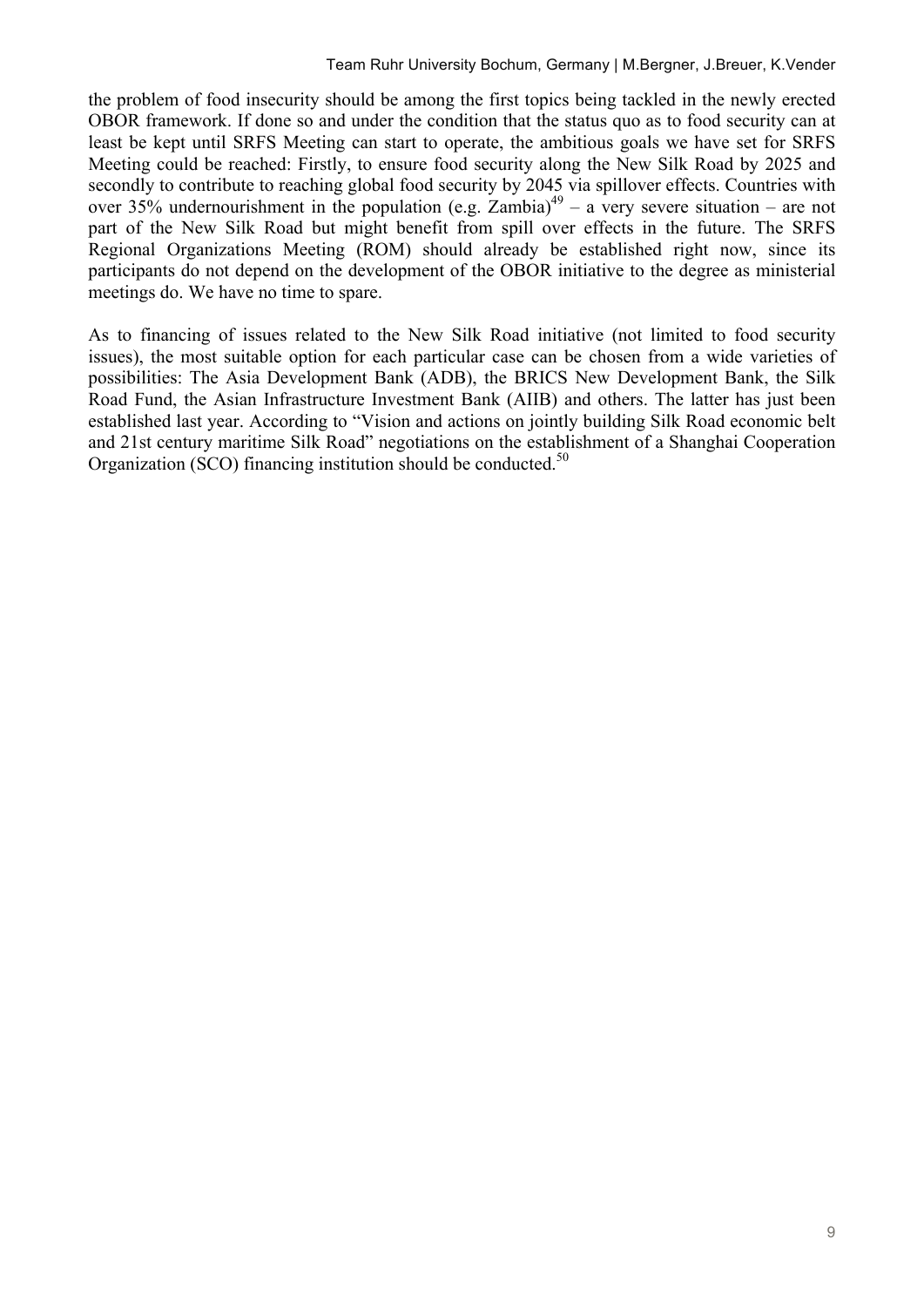the problem of food insecurity should be among the first topics being tackled in the newly erected OBOR framework. If done so and under the condition that the status quo as to food security can at least be kept until SRFS Meeting can start to operate, the ambitious goals we have set for SRFS Meeting could be reached: Firstly, to ensure food security along the New Silk Road by 2025 and secondly to contribute to reaching global food security by 2045 via spillover effects. Countries with over 35% undernourishment in the population (e.g. Zambia)[49] – a very severe situation – are not part of the New Silk Road but might benefit from spill over effects in the future. The SRFS Regional Organizations Meeting (ROM) should already be established right now, since its participants do not depend on the development of the OBOR initiative to the degree as ministerial meetings do. We have no time to spare.

As to financing of issues related to the New Silk Road initiative (not limited to food security issues), the most suitable option for each particular case can be chosen from a wide varieties of possibilities: The Asia Development Bank (ADB), the BRICS New Development Bank, the Silk Road Fund, the Asian Infrastructure Investment Bank (AIIB) and others. The latter has just been established last year. According to "Vision and actions on jointly building Silk Road economic belt and 21st century maritime Silk Road" negotiations on the establishment of a Shanghai Cooperation Organization (SCO) financing institution should be conducted.[50]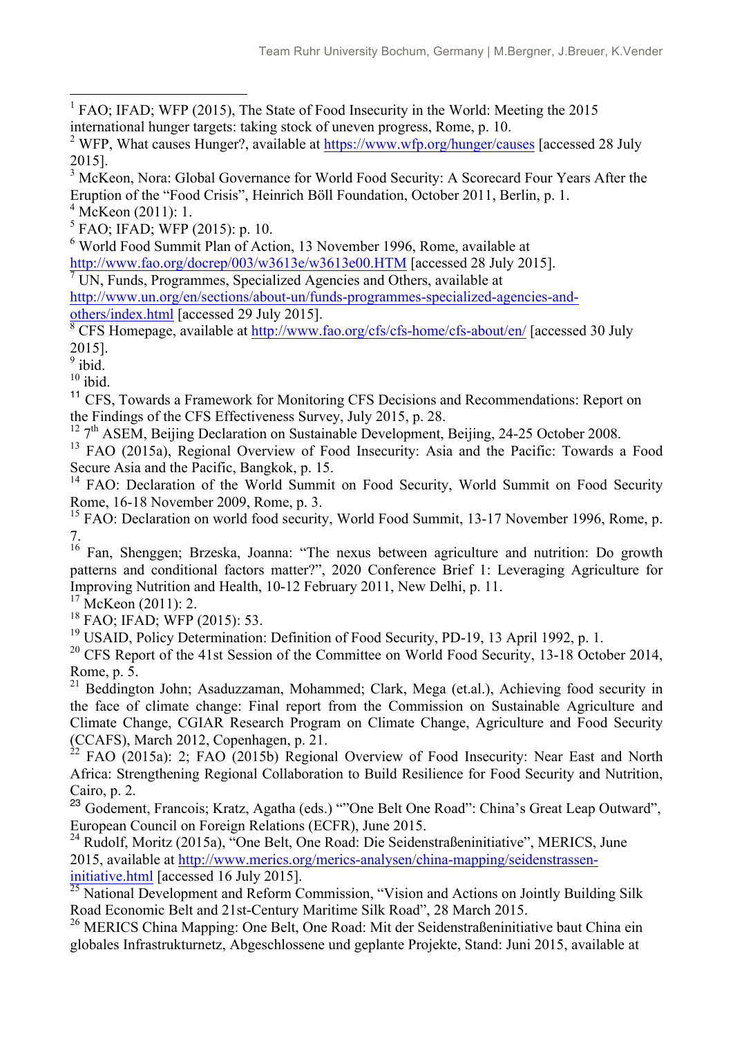[1] FAO; IFAD; WFP (2015), The State of Food Insecurity in the World: Meeting the 2015 international hunger targets: taking stock of uneven progress, Rome, p. 10.

[2] WFP, What causes Hunger?, available at https://www.wfp.org/hunger/causes [accessed 28 July 2015].

[3] McKeon, Nora: Global Governance for World Food Security: A Scorecard Four Years After the Eruption of the "Food Crisis", Heinrich Böll Foundation, October 2011, Berlin, p. 1.

[4] McKeon (2011): 1.

[5] FAO; IFAD; WFP (2015): p. 10.

[6] World Food Summit Plan of Action, 13 November 1996, Rome, available at http://www.fao.org/docrep/003/w3613e/w3613e00.HTM [accessed 28 July 2015].

[7] UN, Funds, Programmes, Specialized Agencies and Others, available at http://www.un.org/en/sections/about-un/funds-programmes-specialized-agencies-and-others/index.html [accessed 29 July 2015].

[8] CFS Homepage, available at http://www.fao.org/cfs/cfs-home/cfs-about/en/ [accessed 30 July 2015].

[9] ibid.

[10] ibid.

[11] CFS, Towards a Framework for Monitoring CFS Decisions and Recommendations: Report on the Findings of the CFS Effectiveness Survey, July 2015, p. 28.

[12] 7th ASEM, Beijing Declaration on Sustainable Development, Beijing, 24-25 October 2008.

[13] FAO (2015a), Regional Overview of Food Insecurity: Asia and the Pacific: Towards a Food Secure Asia and the Pacific, Bangkok, p. 15.

[14] FAO: Declaration of the World Summit on Food Security, World Summit on Food Security Rome, 16-18 November 2009, Rome, p. 3.

[15] FAO: Declaration on world food security, World Food Summit, 13-17 November 1996, Rome, p. 7.

[16] Fan, Shenggen; Brzeska, Joanna: "The nexus between agriculture and nutrition: Do growth patterns and conditional factors matter?", 2020 Conference Brief 1: Leveraging Agriculture for Improving Nutrition and Health, 10-12 February 2011, New Delhi, p. 11.

[17] McKeon (2011): 2.

[18] FAO; IFAD; WFP (2015): 53.

[19] USAID, Policy Determination: Definition of Food Security, PD-19, 13 April 1992, p. 1.

[20] CFS Report of the 41st Session of the Committee on World Food Security, 13-18 October 2014, Rome, p. 5.

[21] Beddington John; Asaduzzaman, Mohammed; Clark, Mega (et.al.), Achieving food security in the face of climate change: Final report from the Commission on Sustainable Agriculture and Climate Change, CGIAR Research Program on Climate Change, Agriculture and Food Security (CCAFS), March 2012, Copenhagen, p. 21.

[22] FAO (2015a): 2; FAO (2015b) Regional Overview of Food Insecurity: Near East and North Africa: Strengthening Regional Collaboration to Build Resilience for Food Security and Nutrition, Cairo, p. 2.

[23] Godement, Francois; Kratz, Agatha (eds.) ""One Belt One Road": China's Great Leap Outward", European Council on Foreign Relations (ECFR), June 2015.

[24] Rudolf, Moritz (2015a), "One Belt, One Road: Die Seidenstraßeninitiative", MERICS, June 2015, available at http://www.merics.org/merics-analysen/china-mapping/seidenstrassen-initiative.html [accessed 16 July 2015].

[25] National Development and Reform Commission, "Vision and Actions on Jointly Building Silk Road Economic Belt and 21st-Century Maritime Silk Road", 28 March 2015.

[26] MERICS China Mapping: One Belt, One Road: Mit der Seidenstraßeninitiative baut China ein globales Infrastrukturnetz, Abgeschlossene und geplante Projekte, Stand: Juni 2015, available at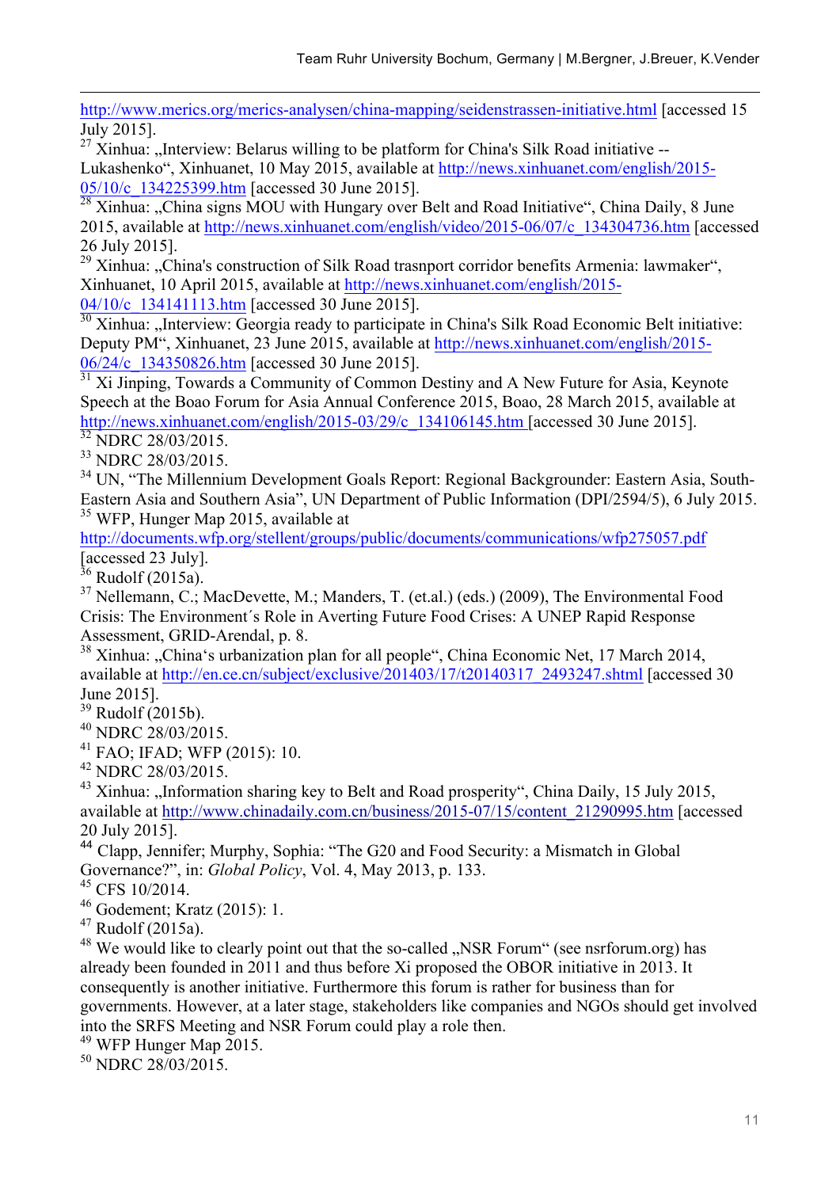http://www.merics.org/merics-analysen/china-mapping/seidenstrassen-initiative.html [accessed 15 July 2015].

[27] Xinhua: „Interview: Belarus willing to be platform for China's Silk Road initiative -- Lukashenko“, Xinhuanet, 10 May 2015, available at http://news.xinhuanet.com/english/2015-05/10/c_134225399.htm [accessed 30 June 2015].

[28] Xinhua: „China signs MOU with Hungary over Belt and Road Initiative“, China Daily, 8 June 2015, available at http://news.xinhuanet.com/english/video/2015-06/07/c_134304736.htm [accessed 26 July 2015].

[29] Xinhua: „China's construction of Silk Road trasnport corridor benefits Armenia: lawmaker“, Xinhuanet, 10 April 2015, available at http://news.xinhuanet.com/english/2015-04/10/c_134141113.htm [accessed 30 June 2015].

[30] Xinhua: „Interview: Georgia ready to participate in China's Silk Road Economic Belt initiative: Deputy PM“, Xinhuanet, 23 June 2015, available at http://news.xinhuanet.com/english/2015-06/24/c_134350826.htm [accessed 30 June 2015].

[31] Xi Jinping, Towards a Community of Common Destiny and A New Future for Asia, Keynote Speech at the Boao Forum for Asia Annual Conference 2015, Boao, 28 March 2015, available at http://news.xinhuanet.com/english/2015-03/29/c_134106145.htm [accessed 30 June 2015].

[32] NDRC 28/03/2015.

[33] NDRC 28/03/2015.

[34] UN, "The Millennium Development Goals Report: Regional Backgrounder: Eastern Asia, South-Eastern Asia and Southern Asia", UN Department of Public Information (DPI/2594/5), 6 July 2015.

[35] WFP, Hunger Map 2015, available at http://documents.wfp.org/stellent/groups/public/documents/communications/wfp275057.pdf [accessed 23 July].

[36] Rudolf (2015a).

[37] Nellemann, C.; MacDevette, M.; Manders, T. (et.al.) (eds.) (2009), The Environmental Food Crisis: The Environment´s Role in Averting Future Food Crises: A UNEP Rapid Response Assessment, GRID-Arendal, p. 8.

[38] Xinhua: „China‘s urbanization plan for all people“, China Economic Net, 17 March 2014, available at http://en.ce.cn/subject/exclusive/201403/17/t20140317_2493247.shtml [accessed 30 June 2015].

[39] Rudolf (2015b).

[40] NDRC 28/03/2015.

[41] FAO; IFAD; WFP (2015): 10.

[42] NDRC 28/03/2015.

[43] Xinhua: „Information sharing key to Belt and Road prosperity“, China Daily, 15 July 2015, available at http://www.chinadaily.com.cn/business/2015-07/15/content_21290995.htm [accessed 20 July 2015].

[44] Clapp, Jennifer; Murphy, Sophia: "The G20 and Food Security: a Mismatch in Global Governance?", in: *Global Policy*, Vol. 4, May 2013, p. 133.

[45] CFS 10/2014.

[46] Godement; Kratz (2015): 1.

[47] Rudolf (2015a).

[48] We would like to clearly point out that the so-called „NSR Forum“ (see nsrforum.org) has already been founded in 2011 and thus before Xi proposed the OBOR initiative in 2013. It consequently is another initiative. Furthermore this forum is rather for business than for governments. However, at a later stage, stakeholders like companies and NGOs should get involved into the SRFS Meeting and NSR Forum could play a role then.

[49] WFP Hunger Map 2015.

[50] NDRC 28/03/2015.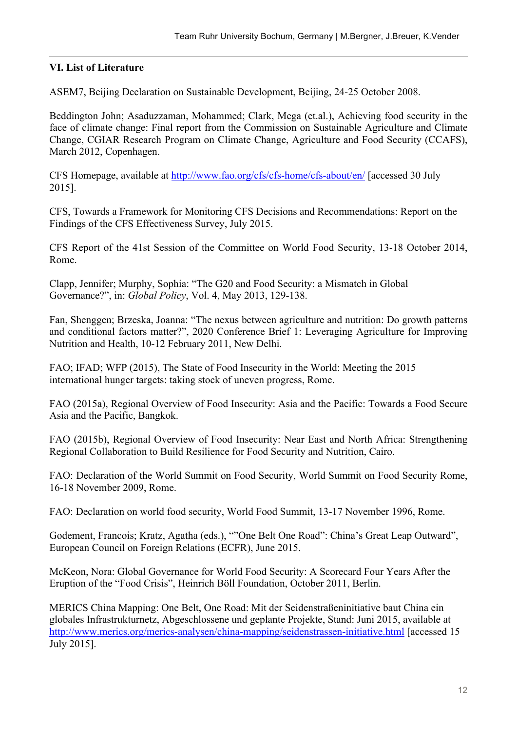## VI. List of Literature

ASEM7, Beijing Declaration on Sustainable Development, Beijing, 24-25 October 2008.

Beddington John; Asaduzzaman, Mohammed; Clark, Mega (et.al.), Achieving food security in the face of climate change: Final report from the Commission on Sustainable Agriculture and Climate Change, CGIAR Research Program on Climate Change, Agriculture and Food Security (CCAFS), March 2012, Copenhagen.

CFS Homepage, available at http://www.fao.org/cfs/cfs-home/cfs-about/en/ [accessed 30 July 2015].

CFS, Towards a Framework for Monitoring CFS Decisions and Recommendations: Report on the Findings of the CFS Effectiveness Survey, July 2015.

CFS Report of the 41st Session of the Committee on World Food Security, 13-18 October 2014, Rome.

Clapp, Jennifer; Murphy, Sophia: "The G20 and Food Security: a Mismatch in Global Governance?", in: *Global Policy*, Vol. 4, May 2013, 129-138.

Fan, Shenggen; Brzeska, Joanna: "The nexus between agriculture and nutrition: Do growth patterns and conditional factors matter?", 2020 Conference Brief 1: Leveraging Agriculture for Improving Nutrition and Health, 10-12 February 2011, New Delhi.

FAO; IFAD; WFP (2015), The State of Food Insecurity in the World: Meeting the 2015 international hunger targets: taking stock of uneven progress, Rome.

FAO (2015a), Regional Overview of Food Insecurity: Asia and the Pacific: Towards a Food Secure Asia and the Pacific, Bangkok.

FAO (2015b), Regional Overview of Food Insecurity: Near East and North Africa: Strengthening Regional Collaboration to Build Resilience for Food Security and Nutrition, Cairo.

FAO: Declaration of the World Summit on Food Security, World Summit on Food Security Rome, 16-18 November 2009, Rome.

FAO: Declaration on world food security, World Food Summit, 13-17 November 1996, Rome.

Godement, Francois; Kratz, Agatha (eds.), ""One Belt One Road": China's Great Leap Outward", European Council on Foreign Relations (ECFR), June 2015.

McKeon, Nora: Global Governance for World Food Security: A Scorecard Four Years After the Eruption of the "Food Crisis", Heinrich Böll Foundation, October 2011, Berlin.

MERICS China Mapping: One Belt, One Road: Mit der Seidenstraßeninitiative baut China ein globales Infrastrukturnetz, Abgeschlossene und geplante Projekte, Stand: Juni 2015, available at http://www.merics.org/merics-analysen/china-mapping/seidenstrassen-initiative.html [accessed 15 July 2015].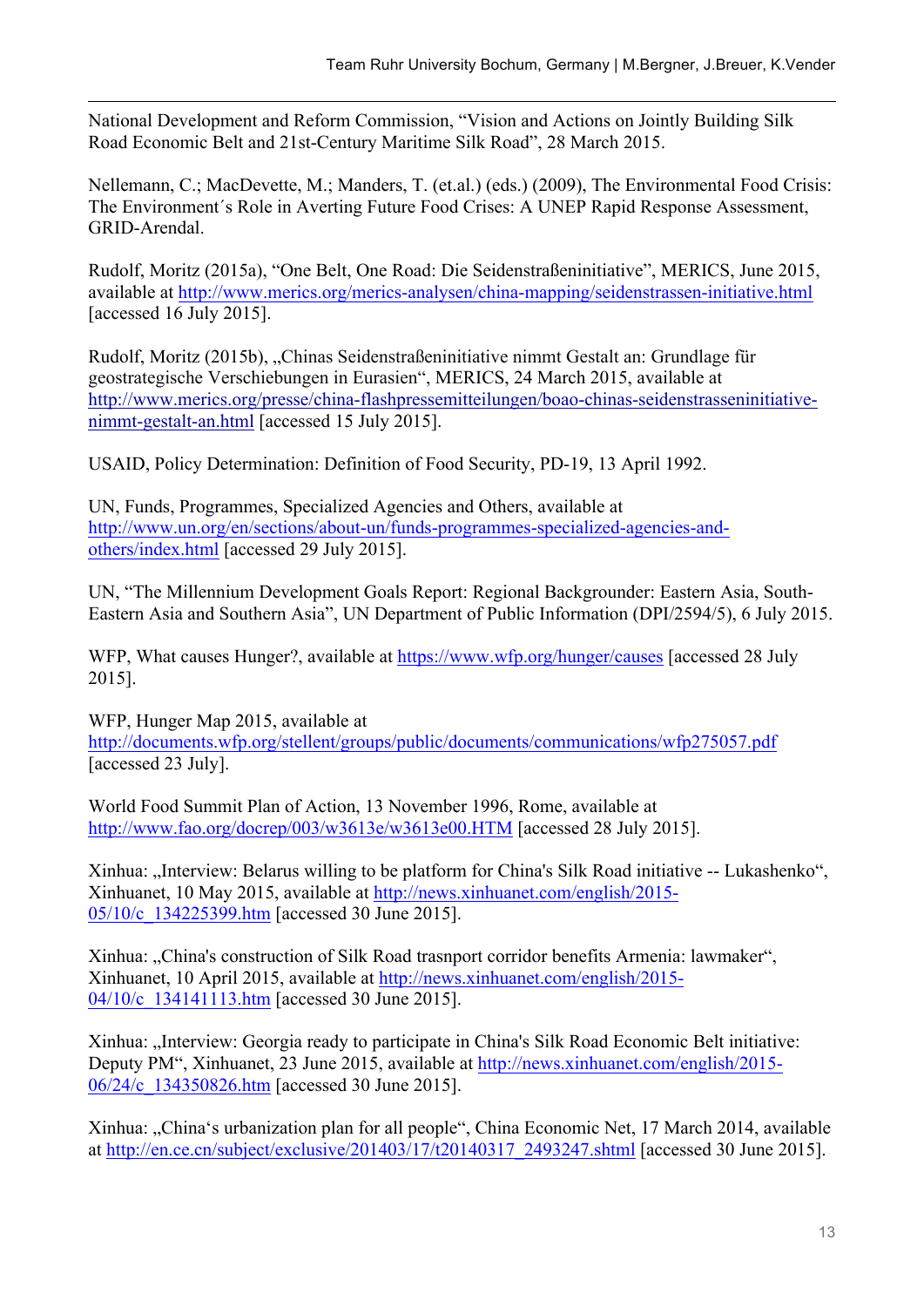National Development and Reform Commission, "Vision and Actions on Jointly Building Silk Road Economic Belt and 21st-Century Maritime Silk Road", 28 March 2015.

Nellemann, C.; MacDevette, M.; Manders, T. (et.al.) (eds.) (2009), The Environmental Food Crisis: The Environment´s Role in Averting Future Food Crises: A UNEP Rapid Response Assessment, GRID-Arendal.

Rudolf, Moritz (2015a), "One Belt, One Road: Die Seidenstraßeninitiative", MERICS, June 2015, available at http://www.merics.org/merics-analysen/china-mapping/seidenstrassen-initiative.html [accessed 16 July 2015].

Rudolf, Moritz (2015b), „Chinas Seidenstraßeninitiative nimmt Gestalt an: Grundlage für geostrategische Verschiebungen in Eurasien", MERICS, 24 March 2015, available at http://www.merics.org/presse/china-flashpressemitteilungen/boao-chinas-seidenstrasseninitiative-nimmt-gestalt-an.html [accessed 15 July 2015].

USAID, Policy Determination: Definition of Food Security, PD-19, 13 April 1992.

UN, Funds, Programmes, Specialized Agencies and Others, available at http://www.un.org/en/sections/about-un/funds-programmes-specialized-agencies-and-others/index.html [accessed 29 July 2015].

UN, "The Millennium Development Goals Report: Regional Backgrounder: Eastern Asia, South-Eastern Asia and Southern Asia", UN Department of Public Information (DPI/2594/5), 6 July 2015.

WFP, What causes Hunger?, available at https://www.wfp.org/hunger/causes [accessed 28 July 2015].

WFP, Hunger Map 2015, available at http://documents.wfp.org/stellent/groups/public/documents/communications/wfp275057.pdf [accessed 23 July].

World Food Summit Plan of Action, 13 November 1996, Rome, available at http://www.fao.org/docrep/003/w3613e/w3613e00.HTM [accessed 28 July 2015].

Xinhua: „Interview: Belarus willing to be platform for China's Silk Road initiative -- Lukashenko", Xinhuanet, 10 May 2015, available at http://news.xinhuanet.com/english/2015-05/10/c_134225399.htm [accessed 30 June 2015].

Xinhua: „China's construction of Silk Road trasnport corridor benefits Armenia: lawmaker", Xinhuanet, 10 April 2015, available at http://news.xinhuanet.com/english/2015-04/10/c_134141113.htm [accessed 30 June 2015].

Xinhua: „Interview: Georgia ready to participate in China's Silk Road Economic Belt initiative: Deputy PM", Xinhuanet, 23 June 2015, available at http://news.xinhuanet.com/english/2015-06/24/c_134350826.htm [accessed 30 June 2015].

Xinhua: „China's urbanization plan for all people", China Economic Net, 17 March 2014, available at http://en.ce.cn/subject/exclusive/201403/17/t20140317_2493247.shtml [accessed 30 June 2015].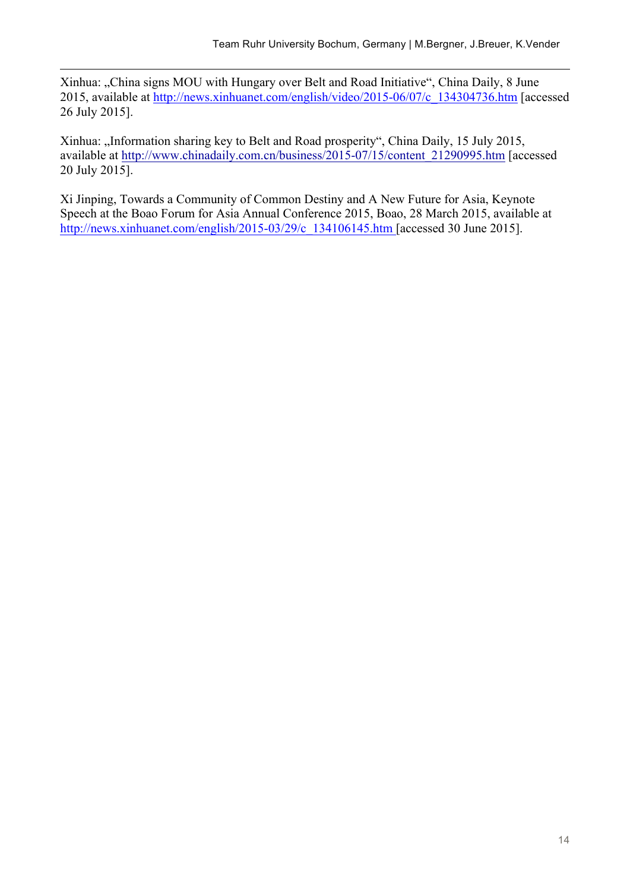Xinhua: „China signs MOU with Hungary over Belt and Road Initiative", China Daily, 8 June 2015, available at http://news.xinhuanet.com/english/video/2015-06/07/c_134304736.htm [accessed 26 July 2015].

Xinhua: „Information sharing key to Belt and Road prosperity", China Daily, 15 July 2015, available at http://www.chinadaily.com.cn/business/2015-07/15/content_21290995.htm [accessed 20 July 2015].

Xi Jinping, Towards a Community of Common Destiny and A New Future for Asia, Keynote Speech at the Boao Forum for Asia Annual Conference 2015, Boao, 28 March 2015, available at http://news.xinhuanet.com/english/2015-03/29/c_134106145.htm [accessed 30 June 2015].